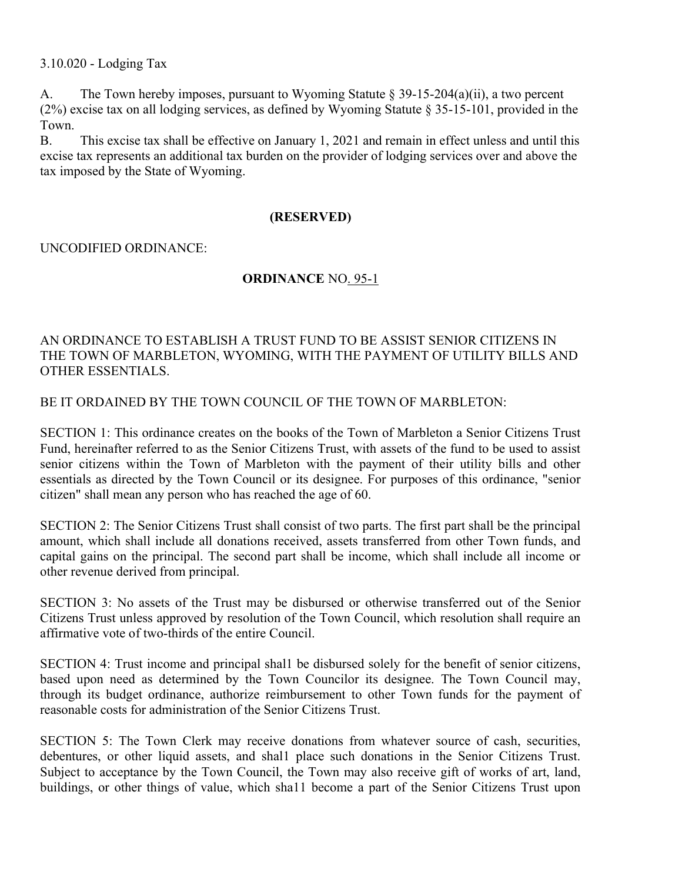3.10.020 - Lodging Tax

A. The Town hereby imposes, pursuant to Wyoming Statute § 39-15-204(a)(ii), a two percent (2%) excise tax on all lodging services, as defined by Wyoming Statute § 35-15-101, provided in the Town.

B. This excise tax shall be effective on January 1, 2021 and remain in effect unless and until this excise tax represents an additional tax burden on the provider of lodging services over and above the tax imposed by the State of Wyoming.

**(RESERVED)**

UNCODIFIED ORDINANCE:

**ORDINANCE** NO. 95-1

AN ORDINANCE TO ESTABLISH A TRUST FUND TO BE ASSIST SENIOR CITIZENS IN THE TOWN OF MARBLETON, WYOMING, WITH THE PAYMENT OF UTILITY BILLS AND OTHER ESSENTIALS.

BE IT ORDAINED BY THE TOWN COUNCIL OF THE TOWN OF MARBLETON:

SECTION 1: This ordinance creates on the books of the Town of Marbleton a Senior Citizens Trust Fund, hereinafter referred to as the Senior Citizens Trust, with assets of the fund to be used to assist senior citizens within the Town of Marbleton with the payment of their utility bills and other essentials as directed by the Town Council or its designee. For purposes of this ordinance, "senior citizen" shall mean any person who has reached the age of 60.

SECTION 2: The Senior Citizens Trust shall consist of two parts. The first part shall be the principal amount, which shall include all donations received, assets transferred from other Town funds, and capital gains on the principal. The second part shall be income, which shall include all income or other revenue derived from principal.

SECTION 3: No assets of the Trust may be disbursed or otherwise transferred out of the Senior Citizens Trust unless approved by resolution of the Town Council, which resolution shall require an affirmative vote of two-thirds of the entire Council.

SECTION 4: Trust income and principal shal1 be disbursed solely for the benefit of senior citizens, based upon need as determined by the Town Councilor its designee. The Town Council may, through its budget ordinance, authorize reimbursement to other Town funds for the payment of reasonable costs for administration of the Senior Citizens Trust.

SECTION 5: The Town Clerk may receive donations from whatever source of cash, securities, debentures, or other liquid assets, and shal1 place such donations in the Senior Citizens Trust. Subject to acceptance by the Town Council, the Town may also receive gift of works of art, land, buildings, or other things of value, which sha11 become a part of the Senior Citizens Trust upon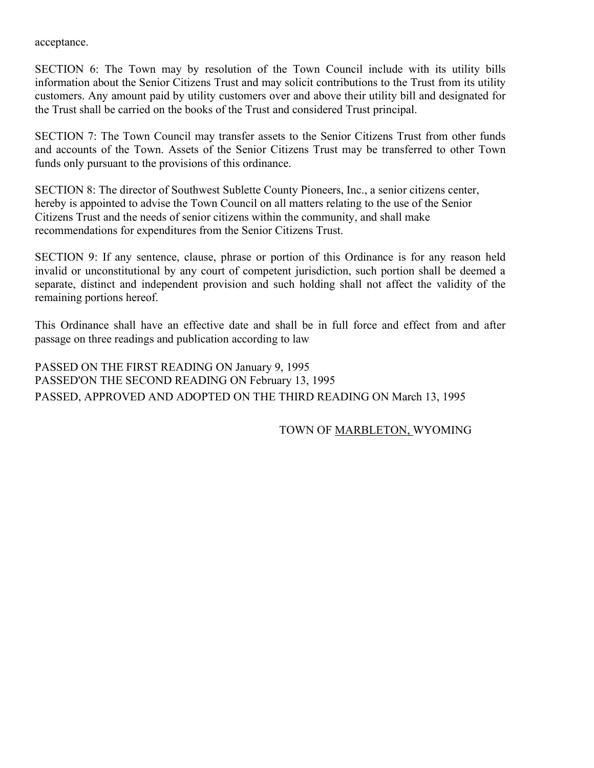acceptance.

SECTION 6: The Town may by resolution of the Town Council include with its utility bills information about the Senior Citizens Trust and may solicit contributions to the Trust from its utility customers. Any amount paid by utility customers over and above their utility bill and designated for the Trust shall be carried on the books of the Trust and considered Trust principal.

SECTION 7: The Town Council may transfer assets to the Senior Citizens Trust from other funds and accounts of the Town. Assets of the Senior Citizens Trust may be transferred to other Town funds only pursuant to the provisions of this ordinance.

SECTION 8: The director of Southwest Sublette County Pioneers, Inc., a senior citizens center, hereby is appointed to advise the Town Council on all matters relating to the use of the Senior Citizens Trust and the needs of senior citizens within the community, and shall make recommendations for expenditures from the Senior Citizens Trust.

SECTION 9: If any sentence, clause, phrase or portion of this Ordinance is for any reason held invalid or unconstitutional by any court of competent jurisdiction, such portion shall be deemed a separate, distinct and independent provision and such holding shall not affect the validity of the remaining portions hereof.

This Ordinance shall have an effective date and shall be in full force and effect from and after passage on three readings and publication according to law

PASSED ON THE FIRST READING ON January 9, 1995
PASSED'ON THE SECOND READING ON February 13, 1995
PASSED, APPROVED AND ADOPTED ON THE THIRD READING ON March 13, 1995

TOWN OF MARBLETON, WYOMING